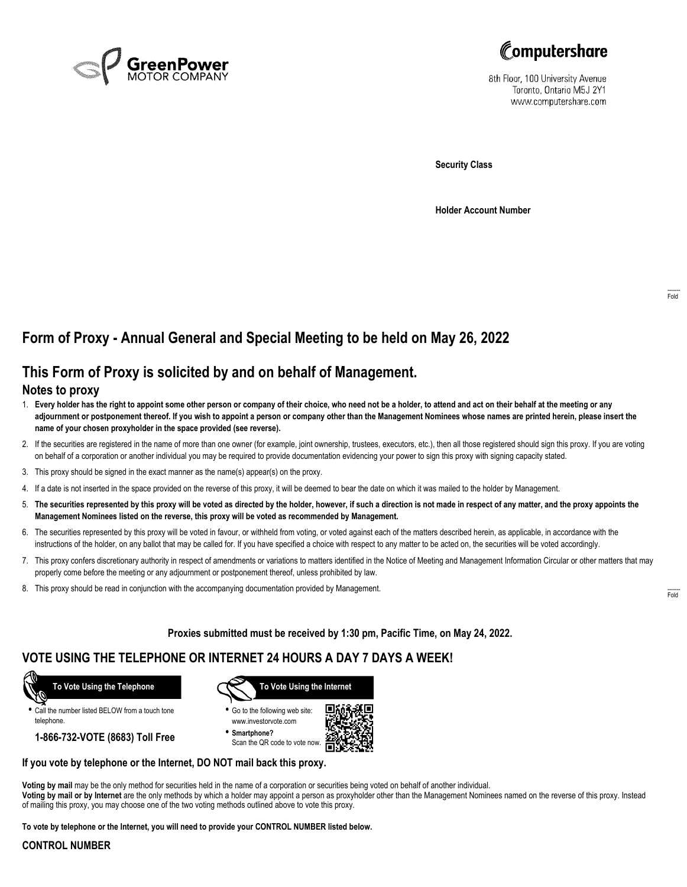GreenPower MOTOR COMPANY

Computershare

8th Floor, 100 University Avenue
Toronto, Ontario M5J 2Y1
www.computershare.com

**Security Class**

**Holder Account Number**

# Form of Proxy - Annual General and Special Meeting to be held on May 26, 2022

## This Form of Proxy is solicited by and on behalf of Management.

### Notes to proxy

1. **Every holder has the right to appoint some other person or company of their choice, who need not be a holder, to attend and act on their behalf at the meeting or any adjournment or postponement thereof. If you wish to appoint a person or company other than the Management Nominees whose names are printed herein, please insert the name of your chosen proxyholder in the space provided (see reverse).**
2. If the securities are registered in the name of more than one owner (for example, joint ownership, trustees, executors, etc.), then all those registered should sign this proxy. If you are voting on behalf of a corporation or another individual you may be required to provide documentation evidencing your power to sign this proxy with signing capacity stated.
3. This proxy should be signed in the exact manner as the name(s) appear(s) on the proxy.
4. If a date is not inserted in the space provided on the reverse of this proxy, it will be deemed to bear the date on which it was mailed to the holder by Management.
5. **The securities represented by this proxy will be voted as directed by the holder, however, if such a direction is not made in respect of any matter, and the proxy appoints the Management Nominees listed on the reverse, this proxy will be voted as recommended by Management.**
6. The securities represented by this proxy will be voted in favour, or withheld from voting, or voted against each of the matters described herein, as applicable, in accordance with the instructions of the holder, on any ballot that may be called for. If you have specified a choice with respect to any matter to be acted on, the securities will be voted accordingly.
7. This proxy confers discretionary authority in respect of amendments or variations to matters identified in the Notice of Meeting and Management Information Circular or other matters that may properly come before the meeting or any adjournment or postponement thereof, unless prohibited by law.
8. This proxy should be read in conjunction with the accompanying documentation provided by Management.

**Proxies submitted must be received by 1:30 pm, Pacific Time, on May 24, 2022.**

## VOTE USING THE TELEPHONE OR INTERNET 24 HOURS A DAY 7 DAYS A WEEK!

**To Vote Using the Telephone**

- Call the number listed BELOW from a touch tone telephone.

**1-866-732-VOTE (8683) Toll Free**

**To Vote Using the Internet**

- Go to the following web site: www.investorvote.com
- **Smartphone?** Scan the QR code to vote now.

**If you vote by telephone or the Internet, DO NOT mail back this proxy.**

**Voting by mail** may be the only method for securities held in the name of a corporation or securities being voted on behalf of another individual.
**Voting by mail or by Internet** are the only methods by which a holder may appoint a person as proxyholder other than the Management Nominees named on the reverse of this proxy. Instead of mailing this proxy, you may choose one of the two voting methods outlined above to vote this proxy.

**To vote by telephone or the Internet, you will need to provide your CONTROL NUMBER listed below.**

**CONTROL NUMBER**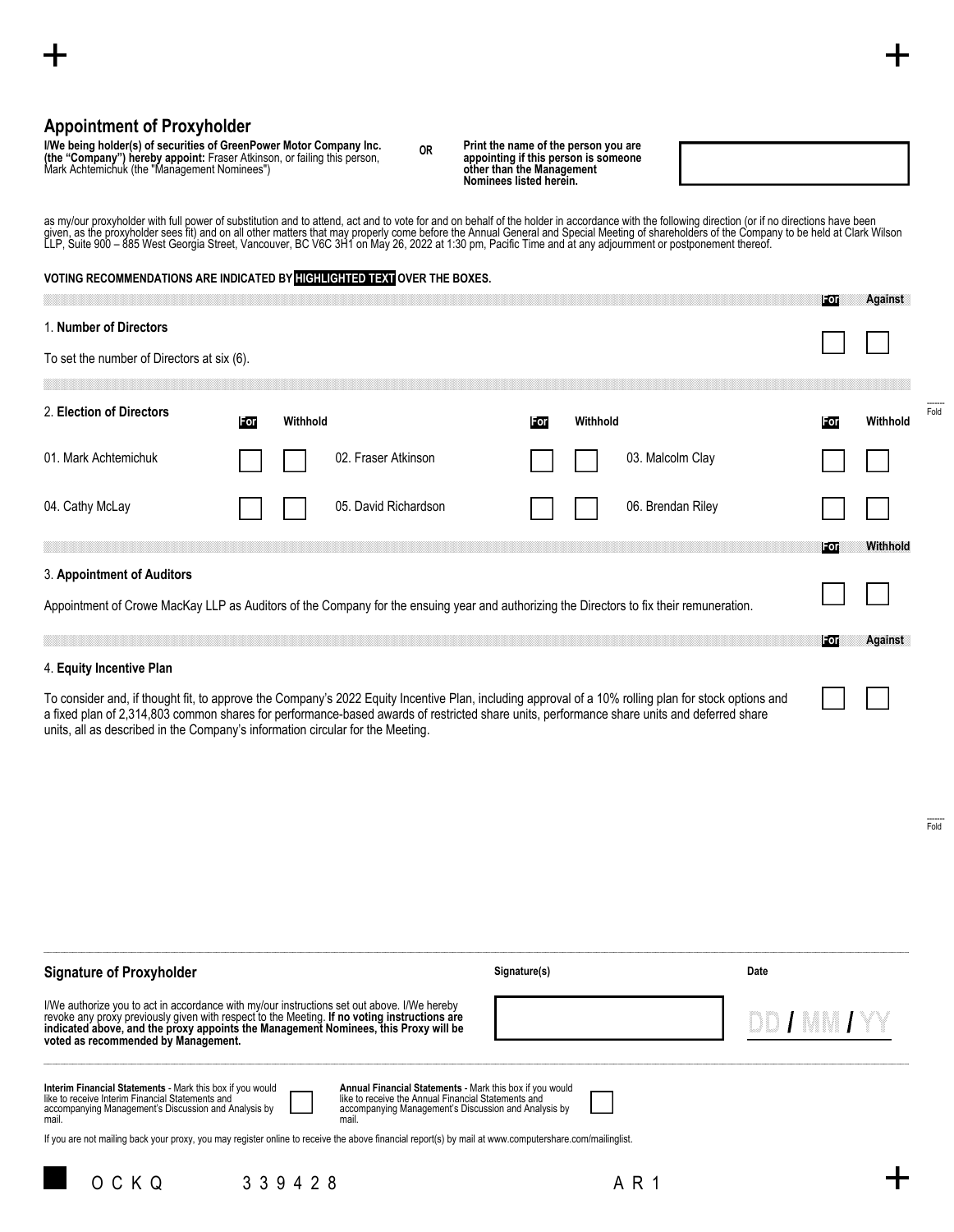## Appointment of Proxyholder

**I/We being holder(s) of securities of GreenPower Motor Company Inc. (the "Company") hereby appoint:** Fraser Atkinson, or failing this person, Mark Achtemichuk (the "Management Nominees")

**OR**

**Print the name of the person you are appointing if this person is someone other than the Management Nominees listed herein.**

as my/our proxyholder with full power of substitution and to attend, act and to vote for and on behalf of the holder in accordance with the following direction (or if no directions have been given, as the proxyholder sees fit) and on all other matters that may properly come before the Annual General and Special Meeting of shareholders of the Company to be held at Clark Wilson LLP, Suite 900 – 885 West Georgia Street, Vancouver, BC V6C 3H1 on May 26, 2022 at 1:30 pm, Pacific Time and at any adjournment or postponement thereof.

**VOTING RECOMMENDATIONS ARE INDICATED BY HIGHLIGHTED TEXT OVER THE BOXES.**

| | For | Against |
|---|---|---|
| 1. **Number of Directors**<br>To set the number of Directors at six (6). | ☐ | ☐ |

2. **Election of Directors**

| | For | Withhold | | For | Withhold | | For | Withhold |
|---|---|---|---|---|---|---|---|---|
| 01. Mark Achtemichuk | ☐ | ☐ | 02. Fraser Atkinson | ☐ | ☐ | 03. Malcolm Clay | ☐ | ☐ |
| 04. Cathy McLay | ☐ | ☐ | 05. David Richardson | ☐ | ☐ | 06. Brendan Riley | ☐ | ☐ |

| | For | Withhold |
|---|---|---|
| 3. **Appointment of Auditors**<br>Appointment of Crowe MacKay LLP as Auditors of the Company for the ensuing year and authorizing the Directors to fix their remuneration. | ☐ | ☐ |

| | For | Against |
|---|---|---|
| 4. **Equity Incentive Plan**<br>To consider and, if thought fit, to approve the Company's 2022 Equity Incentive Plan, including approval of a 10% rolling plan for stock options and a fixed plan of 2,314,803 common shares for performance-based awards of restricted share units, performance share units and deferred share units, all as described in the Company's information circular for the Meeting. | ☐ | ☐ |

### Signature of Proxyholder

I/We authorize you to act in accordance with my/our instructions set out above. I/We hereby revoke any proxy previously given with respect to the Meeting. **If no voting instructions are indicated above, and the proxy appoints the Management Nominees, this Proxy will be voted as recommended by Management.**

**Signature(s)**

**Date**

DD / MM / YY

**Interim Financial Statements** - Mark this box if you would like to receive Interim Financial Statements and accompanying Management's Discussion and Analysis by mail. ☐

**Annual Financial Statements** - Mark this box if you would like to receive the Annual Financial Statements and accompanying Management's Discussion and Analysis by mail. ☐

If you are not mailing back your proxy, you may register online to receive the above financial report(s) by mail at www.computershare.com/mailinglist.

O C K Q 3 3 9 4 2 8 A R 1